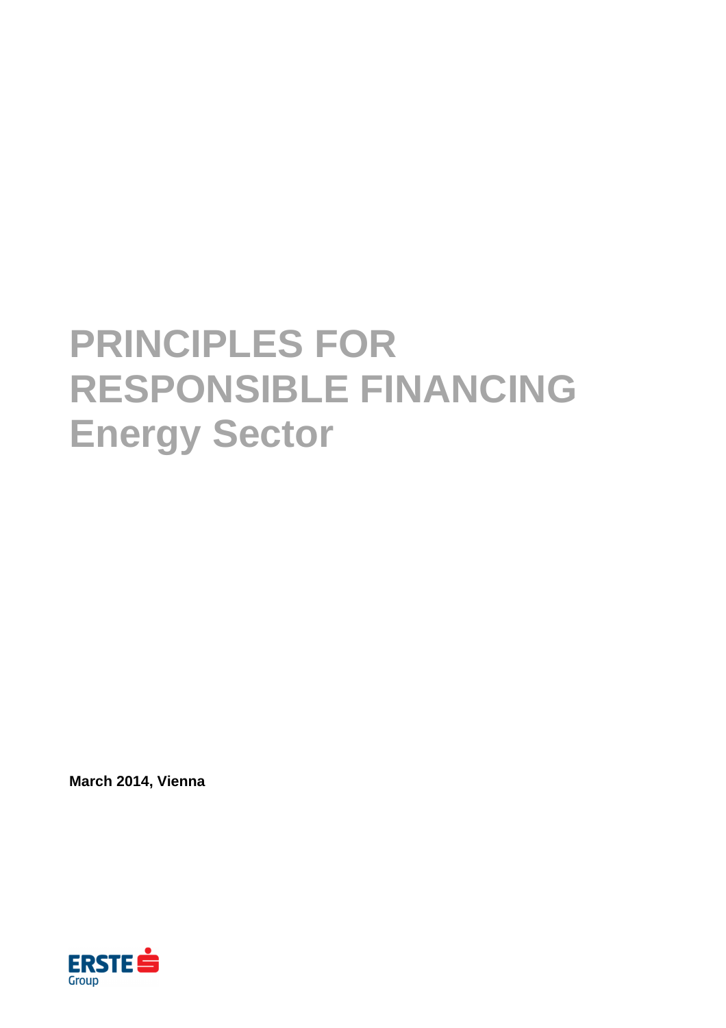# PRINCIPLES FOR RESPONSIBLE FINANCING Energy Sector

**March 2014, Vienna**

ERSTE Group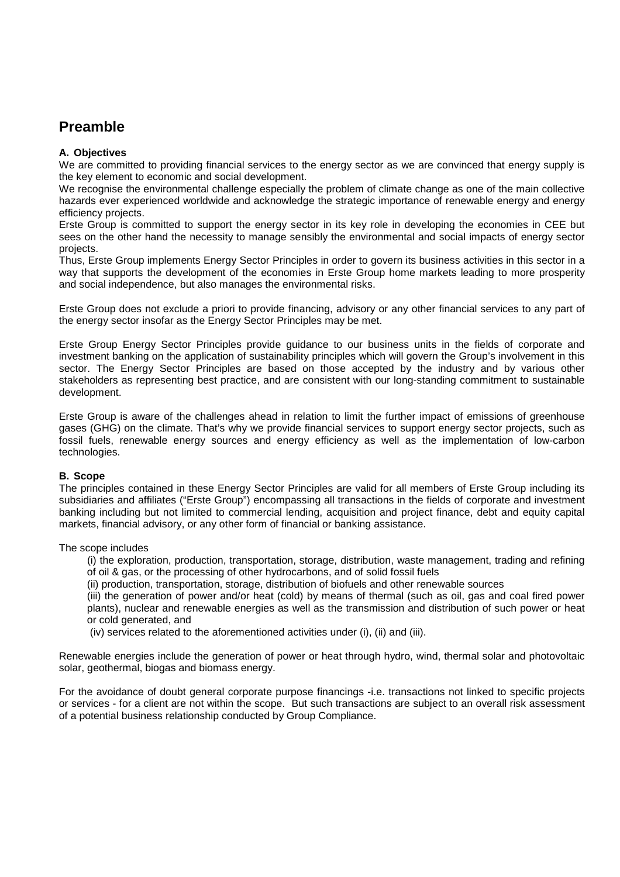# Preamble

### A. Objectives

We are committed to providing financial services to the energy sector as we are convinced that energy supply is the key element to economic and social development.

We recognise the environmental challenge especially the problem of climate change as one of the main collective hazards ever experienced worldwide and acknowledge the strategic importance of renewable energy and energy efficiency projects.

Erste Group is committed to support the energy sector in its key role in developing the economies in CEE but sees on the other hand the necessity to manage sensibly the environmental and social impacts of energy sector projects.

Thus, Erste Group implements Energy Sector Principles in order to govern its business activities in this sector in a way that supports the development of the economies in Erste Group home markets leading to more prosperity and social independence, but also manages the environmental risks.

Erste Group does not exclude a priori to provide financing, advisory or any other financial services to any part of the energy sector insofar as the Energy Sector Principles may be met.

Erste Group Energy Sector Principles provide guidance to our business units in the fields of corporate and investment banking on the application of sustainability principles which will govern the Group's involvement in this sector. The Energy Sector Principles are based on those accepted by the industry and by various other stakeholders as representing best practice, and are consistent with our long-standing commitment to sustainable development.

Erste Group is aware of the challenges ahead in relation to limit the further impact of emissions of greenhouse gases (GHG) on the climate. That's why we provide financial services to support energy sector projects, such as fossil fuels, renewable energy sources and energy efficiency as well as the implementation of low-carbon technologies.

### B. Scope

The principles contained in these Energy Sector Principles are valid for all members of Erste Group including its subsidiaries and affiliates ("Erste Group") encompassing all transactions in the fields of corporate and investment banking including but not limited to commercial lending, acquisition and project finance, debt and equity capital markets, financial advisory, or any other form of financial or banking assistance.

The scope includes

(i) the exploration, production, transportation, storage, distribution, waste management, trading and refining of oil & gas, or the processing of other hydrocarbons, and of solid fossil fuels

(ii) production, transportation, storage, distribution of biofuels and other renewable sources

(iii) the generation of power and/or heat (cold) by means of thermal (such as oil, gas and coal fired power plants), nuclear and renewable energies as well as the transmission and distribution of such power or heat or cold generated, and

(iv) services related to the aforementioned activities under (i), (ii) and (iii).

Renewable energies include the generation of power or heat through hydro, wind, thermal solar and photovoltaic solar, geothermal, biogas and biomass energy.

For the avoidance of doubt general corporate purpose financings -i.e. transactions not linked to specific projects or services - for a client are not within the scope. But such transactions are subject to an overall risk assessment of a potential business relationship conducted by Group Compliance.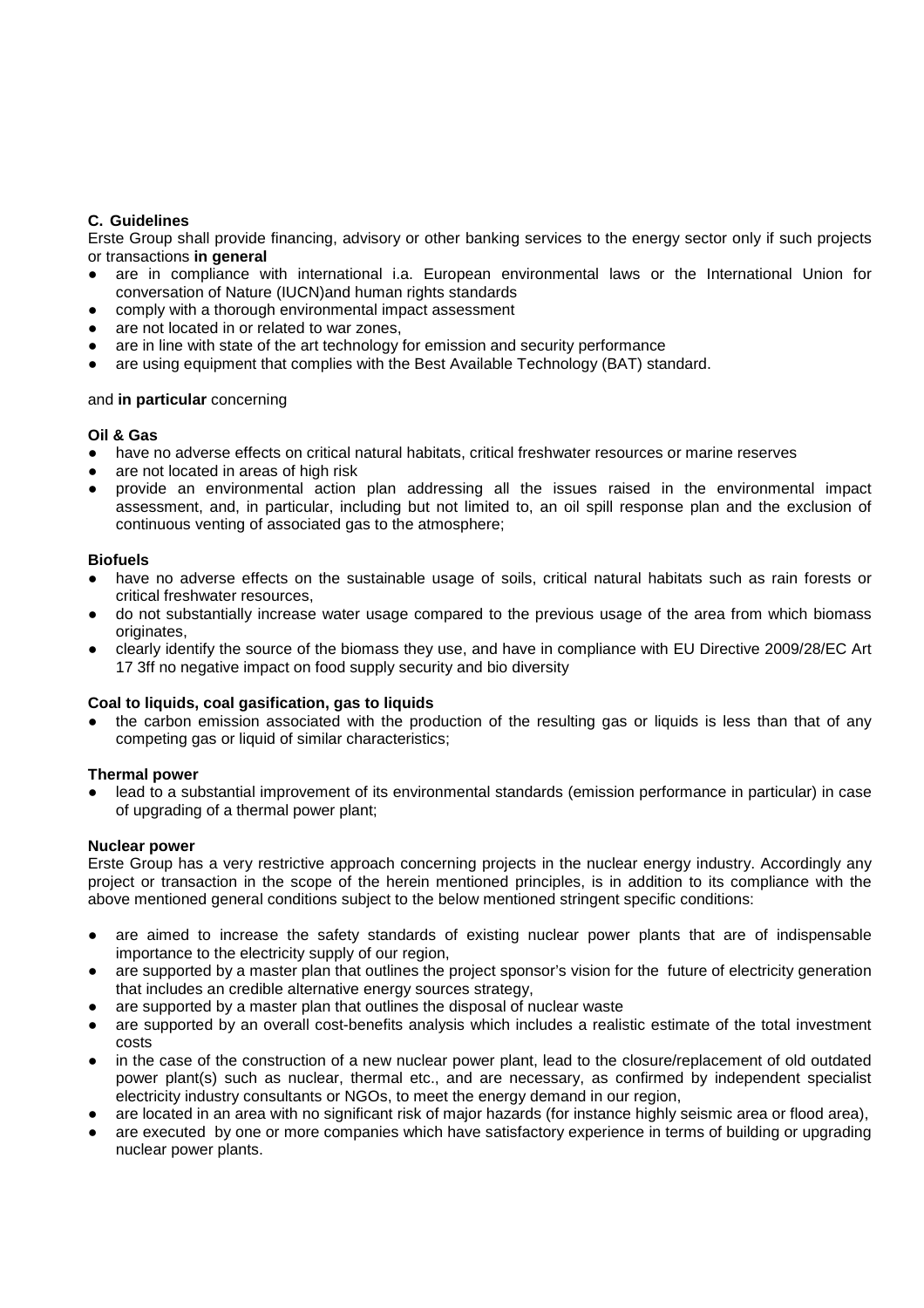## C. Guidelines

Erste Group shall provide financing, advisory or other banking services to the energy sector only if such projects or transactions **in general**

- are in compliance with international i.a. European environmental laws or the International Union for conversation of Nature (IUCN)and human rights standards
- comply with a thorough environmental impact assessment
- are not located in or related to war zones,
- are in line with state of the art technology for emission and security performance
- are using equipment that complies with the Best Available Technology (BAT) standard.

and **in particular** concerning

**Oil & Gas**

- have no adverse effects on critical natural habitats, critical freshwater resources or marine reserves
- are not located in areas of high risk
- provide an environmental action plan addressing all the issues raised in the environmental impact assessment, and, in particular, including but not limited to, an oil spill response plan and the exclusion of continuous venting of associated gas to the atmosphere;

**Biofuels**

- have no adverse effects on the sustainable usage of soils, critical natural habitats such as rain forests or critical freshwater resources,
- do not substantially increase water usage compared to the previous usage of the area from which biomass originates,
- clearly identify the source of the biomass they use, and have in compliance with EU Directive 2009/28/EC Art 17 3ff no negative impact on food supply security and bio diversity

**Coal to liquids, coal gasification, gas to liquids**

- the carbon emission associated with the production of the resulting gas or liquids is less than that of any competing gas or liquid of similar characteristics;

**Thermal power**

- lead to a substantial improvement of its environmental standards (emission performance in particular) in case of upgrading of a thermal power plant;

**Nuclear power**

Erste Group has a very restrictive approach concerning projects in the nuclear energy industry. Accordingly any project or transaction in the scope of the herein mentioned principles, is in addition to its compliance with the above mentioned general conditions subject to the below mentioned stringent specific conditions:

- are aimed to increase the safety standards of existing nuclear power plants that are of indispensable importance to the electricity supply of our region,
- are supported by a master plan that outlines the project sponsor's vision for the future of electricity generation that includes an credible alternative energy sources strategy,
- are supported by a master plan that outlines the disposal of nuclear waste
- are supported by an overall cost-benefits analysis which includes a realistic estimate of the total investment costs
- in the case of the construction of a new nuclear power plant, lead to the closure/replacement of old outdated power plant(s) such as nuclear, thermal etc., and are necessary, as confirmed by independent specialist electricity industry consultants or NGOs, to meet the energy demand in our region,
- are located in an area with no significant risk of major hazards (for instance highly seismic area or flood area),
- are executed by one or more companies which have satisfactory experience in terms of building or upgrading nuclear power plants.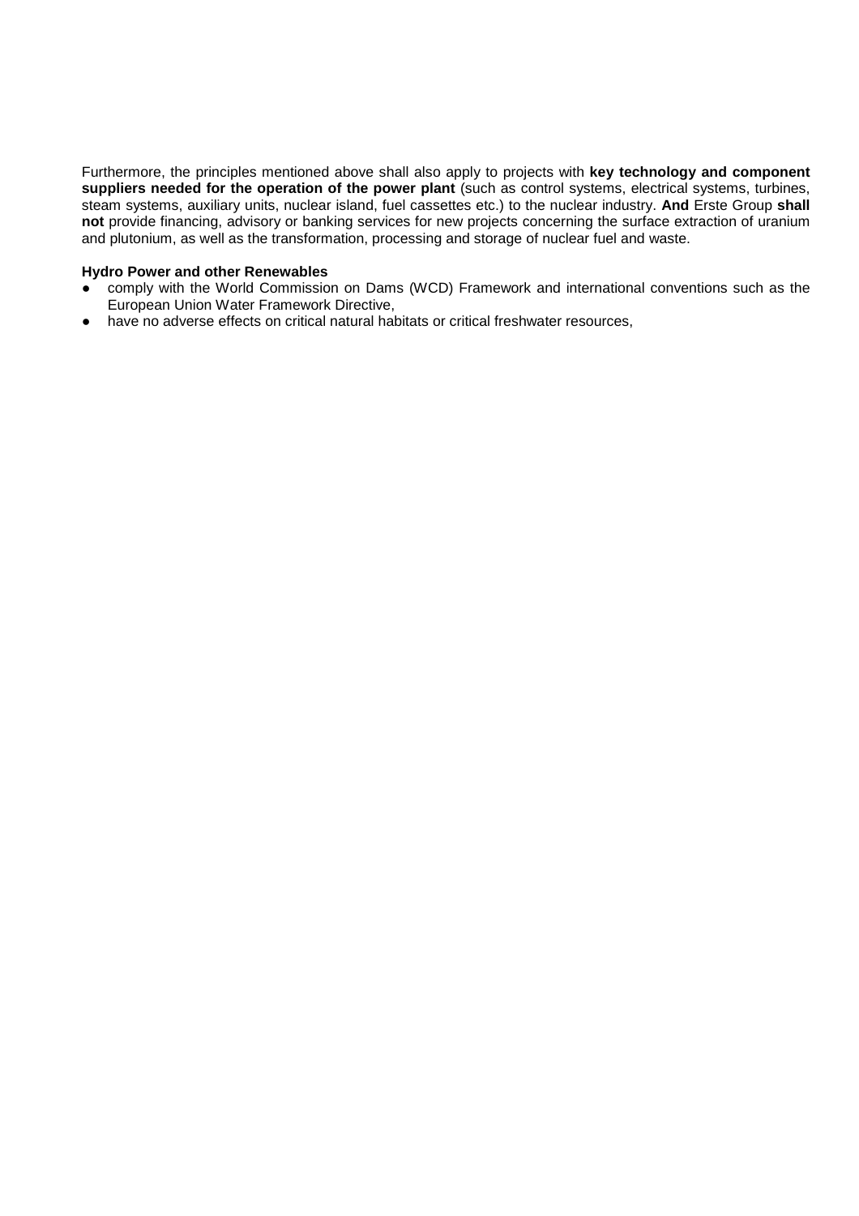Furthermore, the principles mentioned above shall also apply to projects with **key technology and component suppliers needed for the operation of the power plant** (such as control systems, electrical systems, turbines, steam systems, auxiliary units, nuclear island, fuel cassettes etc.) to the nuclear industry. **And** Erste Group **shall not** provide financing, advisory or banking services for new projects concerning the surface extraction of uranium and plutonium, as well as the transformation, processing and storage of nuclear fuel and waste.

**Hydro Power and other Renewables**

- comply with the World Commission on Dams (WCD) Framework and international conventions such as the European Union Water Framework Directive,
- have no adverse effects on critical natural habitats or critical freshwater resources,